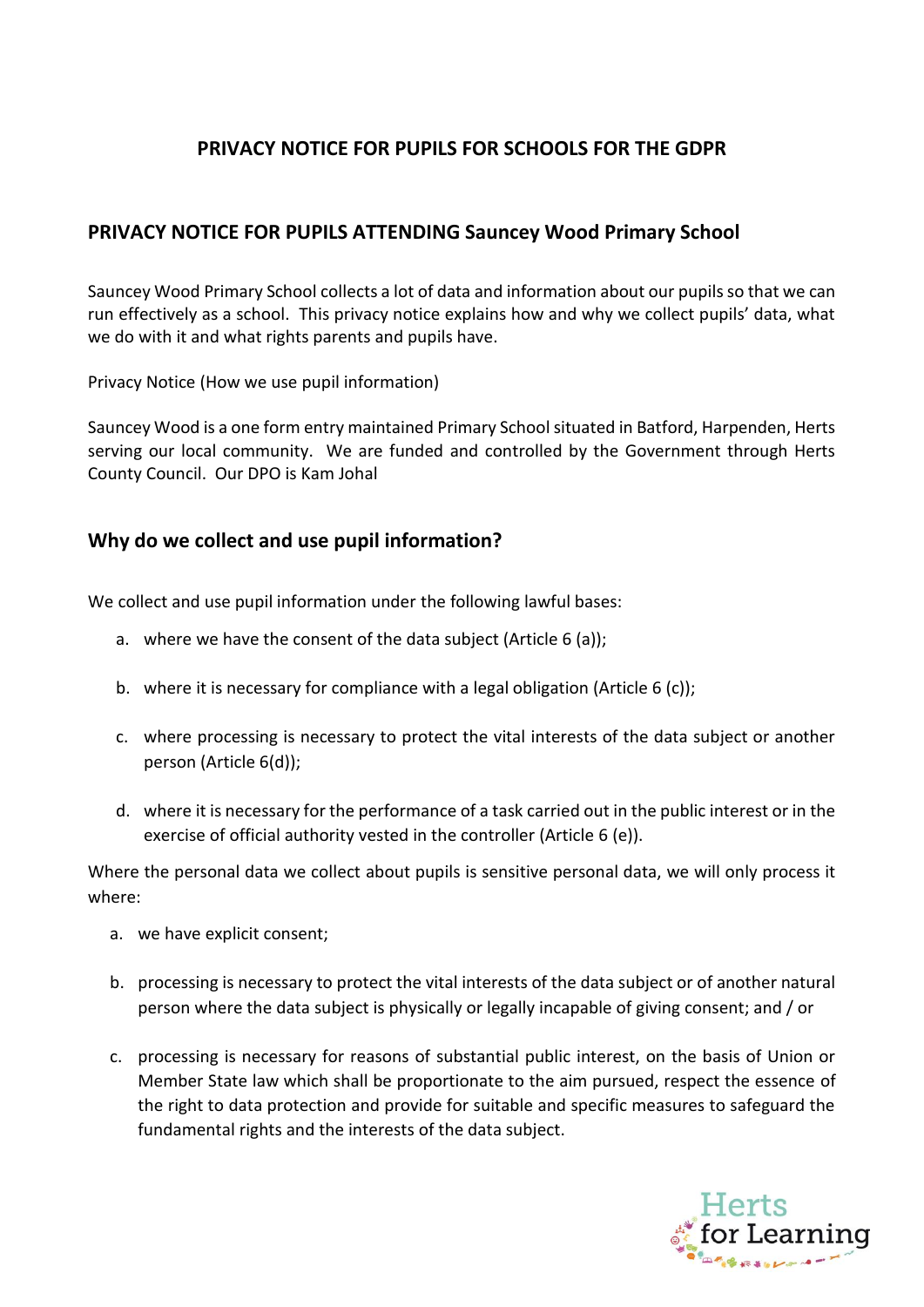# PRIVACY NOTICE FOR PUPILS FOR SCHOOLS FOR THE GDPR

## PRIVACY NOTICE FOR PUPILS ATTENDING Sauncey Wood Primary School

Sauncey Wood Primary School collects a lot of data and information about our pupils so that we can run effectively as a school. This privacy notice explains how and why we collect pupils' data, what we do with it and what rights parents and pupils have.

Privacy Notice (How we use pupil information)

Sauncey Wood is a one form entry maintained Primary School situated in Batford, Harpenden, Herts serving our local community. We are funded and controlled by the Government through Herts County Council. Our DPO is Kam Johal

## Why do we collect and use pupil information?

We collect and use pupil information under the following lawful bases:

a. where we have the consent of the data subject (Article 6 (a));

b. where it is necessary for compliance with a legal obligation (Article 6 (c));

c. where processing is necessary to protect the vital interests of the data subject or another person (Article 6(d));

d. where it is necessary for the performance of a task carried out in the public interest or in the exercise of official authority vested in the controller (Article 6 (e)).

Where the personal data we collect about pupils is sensitive personal data, we will only process it where:

a. we have explicit consent;

b. processing is necessary to protect the vital interests of the data subject or of another natural person where the data subject is physically or legally incapable of giving consent; and / or

c. processing is necessary for reasons of substantial public interest, on the basis of Union or Member State law which shall be proportionate to the aim pursued, respect the essence of the right to data protection and provide for suitable and specific measures to safeguard the fundamental rights and the interests of the data subject.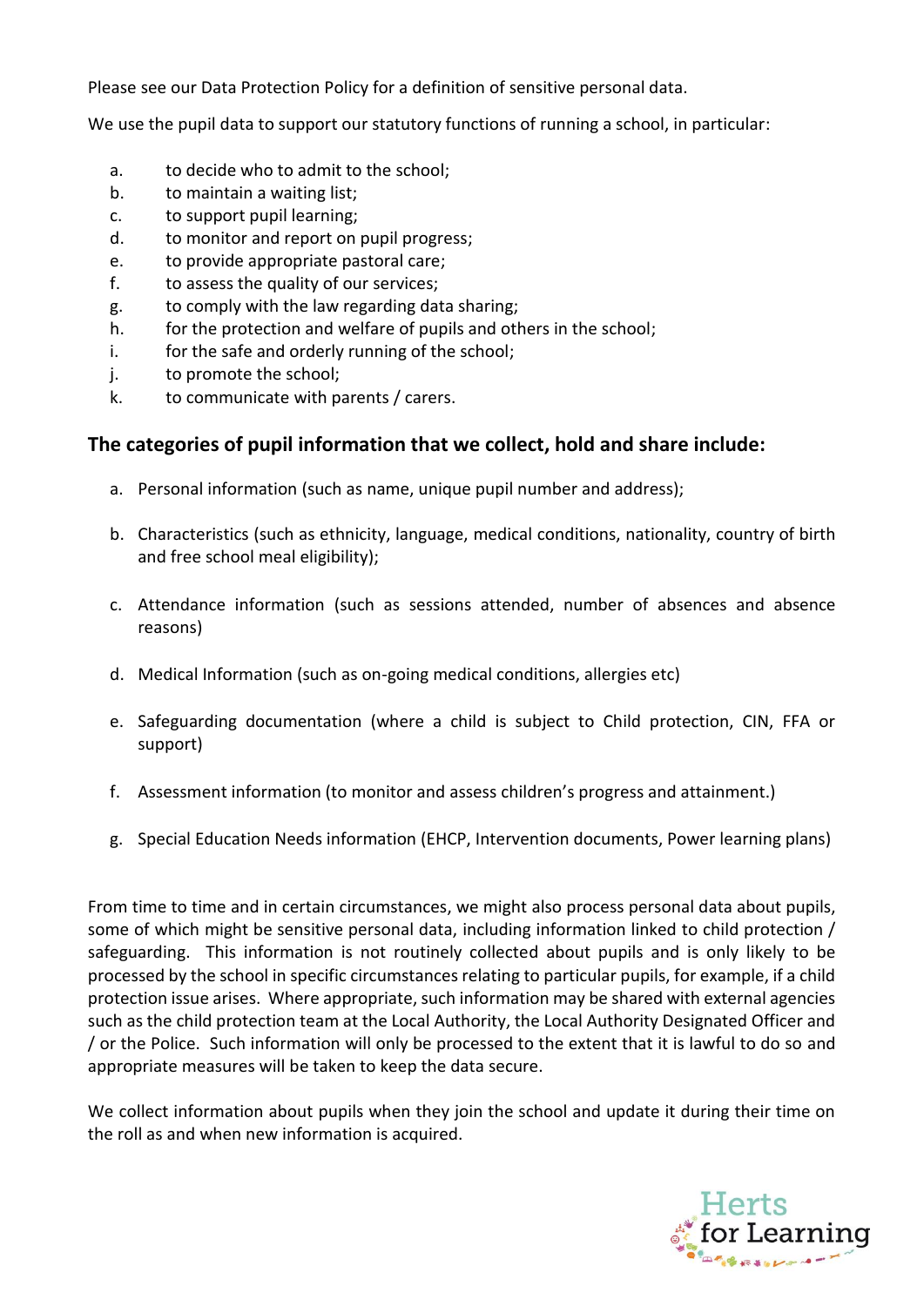Please see our Data Protection Policy for a definition of sensitive personal data.

We use the pupil data to support our statutory functions of running a school, in particular:

a. to decide who to admit to the school;
b. to maintain a waiting list;
c. to support pupil learning;
d. to monitor and report on pupil progress;
e. to provide appropriate pastoral care;
f. to assess the quality of our services;
g. to comply with the law regarding data sharing;
h. for the protection and welfare of pupils and others in the school;
i. for the safe and orderly running of the school;
j. to promote the school;
k. to communicate with parents / carers.

## The categories of pupil information that we collect, hold and share include:

a. Personal information (such as name, unique pupil number and address);

b. Characteristics (such as ethnicity, language, medical conditions, nationality, country of birth and free school meal eligibility);

c. Attendance information (such as sessions attended, number of absences and absence reasons)

d. Medical Information (such as on-going medical conditions, allergies etc)

e. Safeguarding documentation (where a child is subject to Child protection, CIN, FFA or support)

f. Assessment information (to monitor and assess children's progress and attainment.)

g. Special Education Needs information (EHCP, Intervention documents, Power learning plans)

From time to time and in certain circumstances, we might also process personal data about pupils, some of which might be sensitive personal data, including information linked to child protection / safeguarding. This information is not routinely collected about pupils and is only likely to be processed by the school in specific circumstances relating to particular pupils, for example, if a child protection issue arises. Where appropriate, such information may be shared with external agencies such as the child protection team at the Local Authority, the Local Authority Designated Officer and / or the Police. Such information will only be processed to the extent that it is lawful to do so and appropriate measures will be taken to keep the data secure.

We collect information about pupils when they join the school and update it during their time on the roll as and when new information is acquired.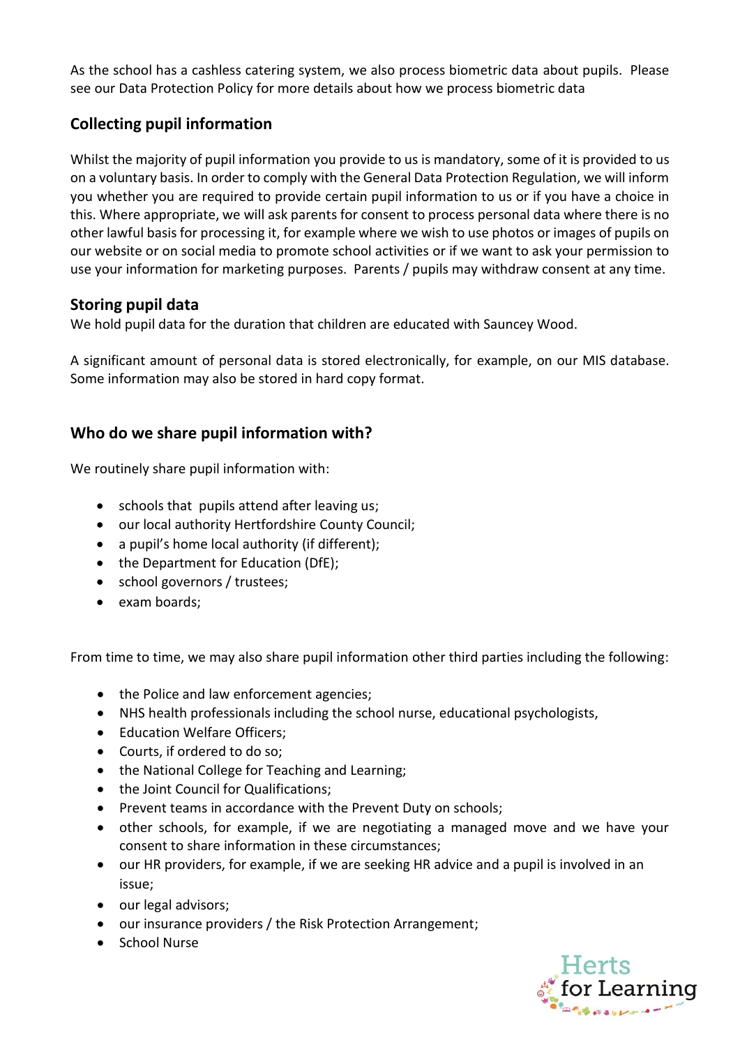As the school has a cashless catering system, we also process biometric data about pupils. Please see our Data Protection Policy for more details about how we process biometric data

## Collecting pupil information

Whilst the majority of pupil information you provide to us is mandatory, some of it is provided to us on a voluntary basis. In order to comply with the General Data Protection Regulation, we will inform you whether you are required to provide certain pupil information to us or if you have a choice in this. Where appropriate, we will ask parents for consent to process personal data where there is no other lawful basis for processing it, for example where we wish to use photos or images of pupils on our website or on social media to promote school activities or if we want to ask your permission to use your information for marketing purposes. Parents / pupils may withdraw consent at any time.

## Storing pupil data

We hold pupil data for the duration that children are educated with Sauncey Wood.

A significant amount of personal data is stored electronically, for example, on our MIS database. Some information may also be stored in hard copy format.

## Who do we share pupil information with?

We routinely share pupil information with:

- schools that pupils attend after leaving us;
- our local authority Hertfordshire County Council;
- a pupil's home local authority (if different);
- the Department for Education (DfE);
- school governors / trustees;
- exam boards;

From time to time, we may also share pupil information other third parties including the following:

- the Police and law enforcement agencies;
- NHS health professionals including the school nurse, educational psychologists,
- Education Welfare Officers;
- Courts, if ordered to do so;
- the National College for Teaching and Learning;
- the Joint Council for Qualifications;
- Prevent teams in accordance with the Prevent Duty on schools;
- other schools, for example, if we are negotiating a managed move and we have your consent to share information in these circumstances;
- our HR providers, for example, if we are seeking HR advice and a pupil is involved in an issue;
- our legal advisors;
- our insurance providers / the Risk Protection Arrangement;
- School Nurse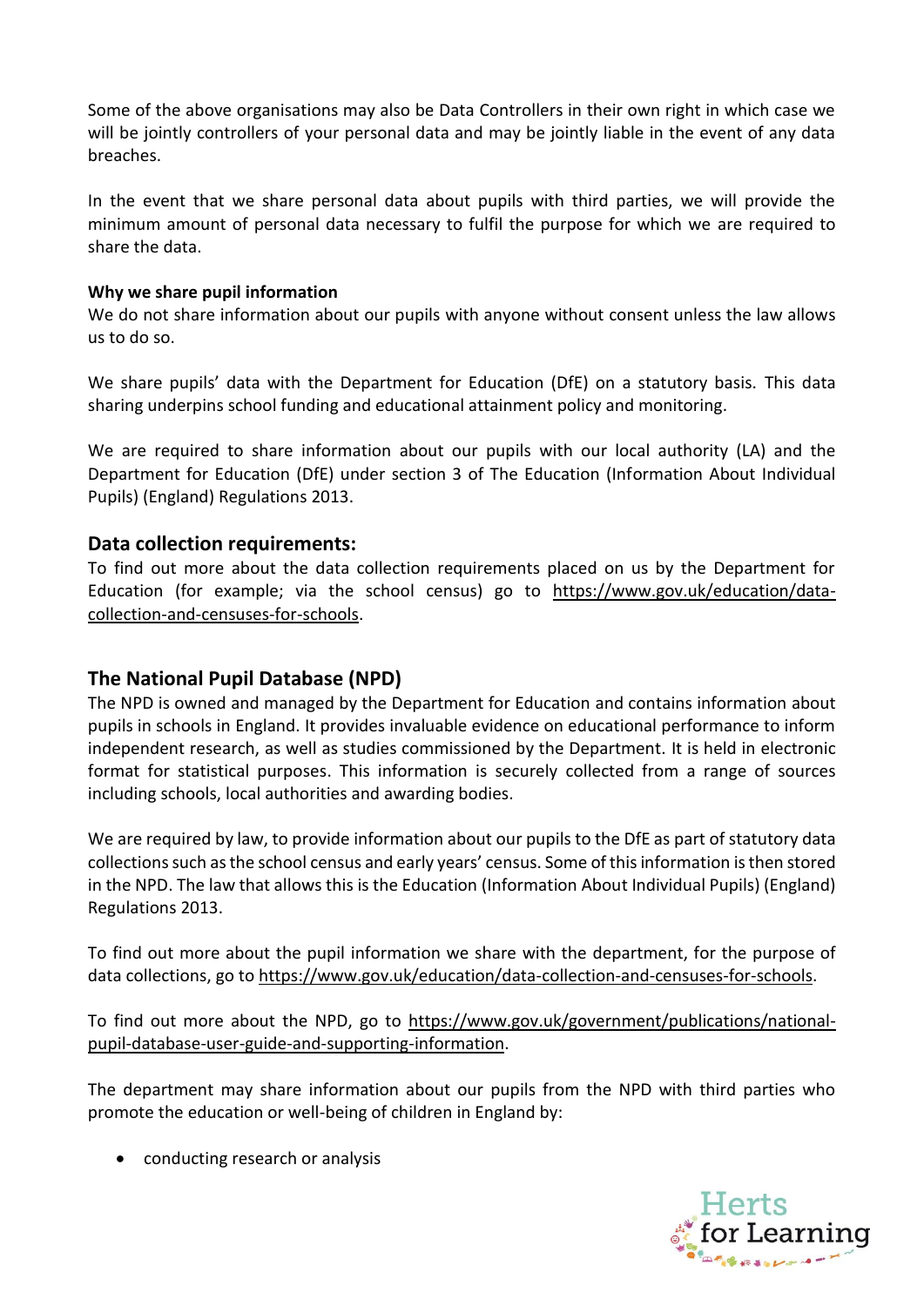Some of the above organisations may also be Data Controllers in their own right in which case we will be jointly controllers of your personal data and may be jointly liable in the event of any data breaches.

In the event that we share personal data about pupils with third parties, we will provide the minimum amount of personal data necessary to fulfil the purpose for which we are required to share the data.

**Why we share pupil information**

We do not share information about our pupils with anyone without consent unless the law allows us to do so.

We share pupils' data with the Department for Education (DfE) on a statutory basis. This data sharing underpins school funding and educational attainment policy and monitoring.

We are required to share information about our pupils with our local authority (LA) and the Department for Education (DfE) under section 3 of The Education (Information About Individual Pupils) (England) Regulations 2013.

## Data collection requirements:

To find out more about the data collection requirements placed on us by the Department for Education (for example; via the school census) go to https://www.gov.uk/education/data-collection-and-censuses-for-schools.

## The National Pupil Database (NPD)

The NPD is owned and managed by the Department for Education and contains information about pupils in schools in England. It provides invaluable evidence on educational performance to inform independent research, as well as studies commissioned by the Department. It is held in electronic format for statistical purposes. This information is securely collected from a range of sources including schools, local authorities and awarding bodies.

We are required by law, to provide information about our pupils to the DfE as part of statutory data collections such as the school census and early years' census. Some of this information is then stored in the NPD. The law that allows this is the Education (Information About Individual Pupils) (England) Regulations 2013.

To find out more about the pupil information we share with the department, for the purpose of data collections, go to https://www.gov.uk/education/data-collection-and-censuses-for-schools.

To find out more about the NPD, go to https://www.gov.uk/government/publications/national-pupil-database-user-guide-and-supporting-information.

The department may share information about our pupils from the NPD with third parties who promote the education or well-being of children in England by:

- conducting research or analysis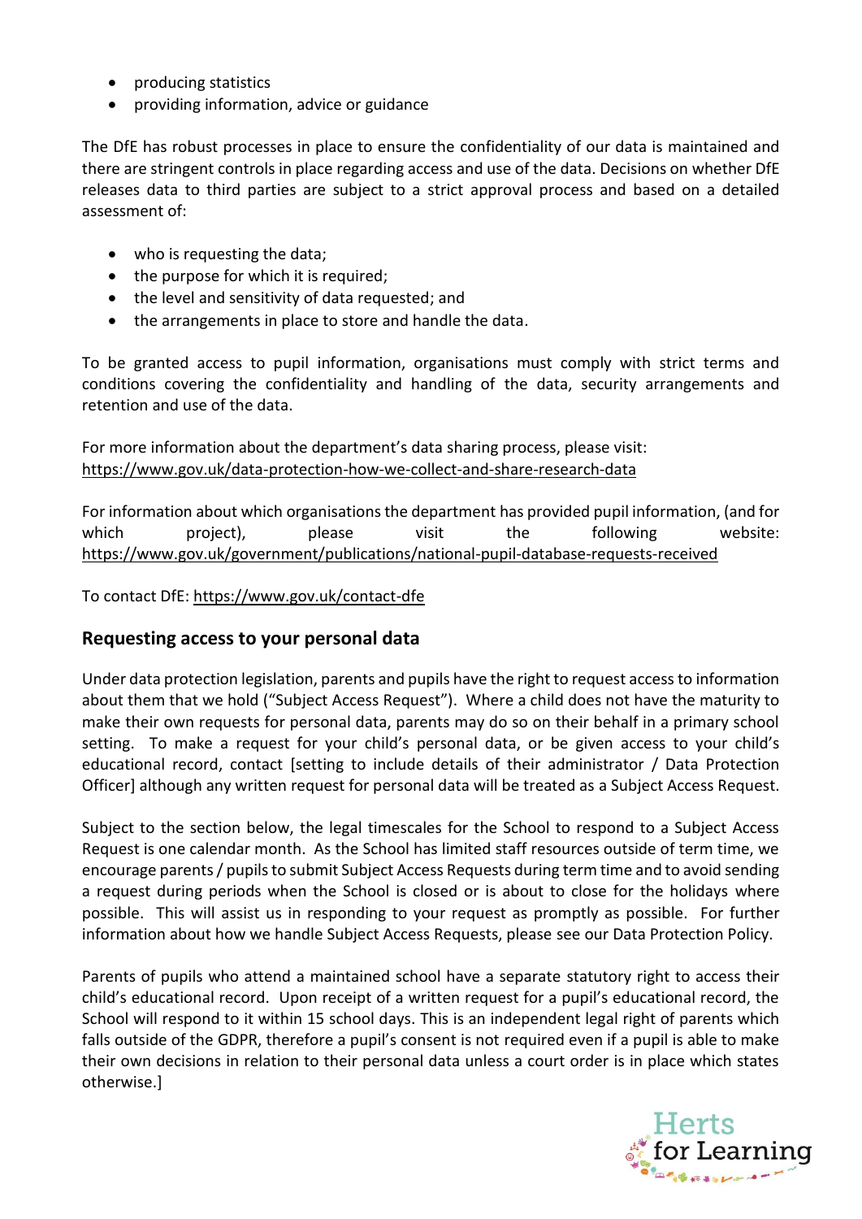- producing statistics
- providing information, advice or guidance

The DfE has robust processes in place to ensure the confidentiality of our data is maintained and there are stringent controls in place regarding access and use of the data. Decisions on whether DfE releases data to third parties are subject to a strict approval process and based on a detailed assessment of:

- who is requesting the data;
- the purpose for which it is required;
- the level and sensitivity of data requested; and
- the arrangements in place to store and handle the data.

To be granted access to pupil information, organisations must comply with strict terms and conditions covering the confidentiality and handling of the data, security arrangements and retention and use of the data.

For more information about the department's data sharing process, please visit: https://www.gov.uk/data-protection-how-we-collect-and-share-research-data

For information about which organisations the department has provided pupil information, (and for which project), please visit the following website: https://www.gov.uk/government/publications/national-pupil-database-requests-received

To contact DfE: https://www.gov.uk/contact-dfe

## Requesting access to your personal data

Under data protection legislation, parents and pupils have the right to request access to information about them that we hold ("Subject Access Request"). Where a child does not have the maturity to make their own requests for personal data, parents may do so on their behalf in a primary school setting. To make a request for your child's personal data, or be given access to your child's educational record, contact [setting to include details of their administrator / Data Protection Officer] although any written request for personal data will be treated as a Subject Access Request.

Subject to the section below, the legal timescales for the School to respond to a Subject Access Request is one calendar month. As the School has limited staff resources outside of term time, we encourage parents / pupils to submit Subject Access Requests during term time and to avoid sending a request during periods when the School is closed or is about to close for the holidays where possible. This will assist us in responding to your request as promptly as possible. For further information about how we handle Subject Access Requests, please see our Data Protection Policy.

Parents of pupils who attend a maintained school have a separate statutory right to access their child's educational record. Upon receipt of a written request for a pupil's educational record, the School will respond to it within 15 school days. This is an independent legal right of parents which falls outside of the GDPR, therefore a pupil's consent is not required even if a pupil is able to make their own decisions in relation to their personal data unless a court order is in place which states otherwise.]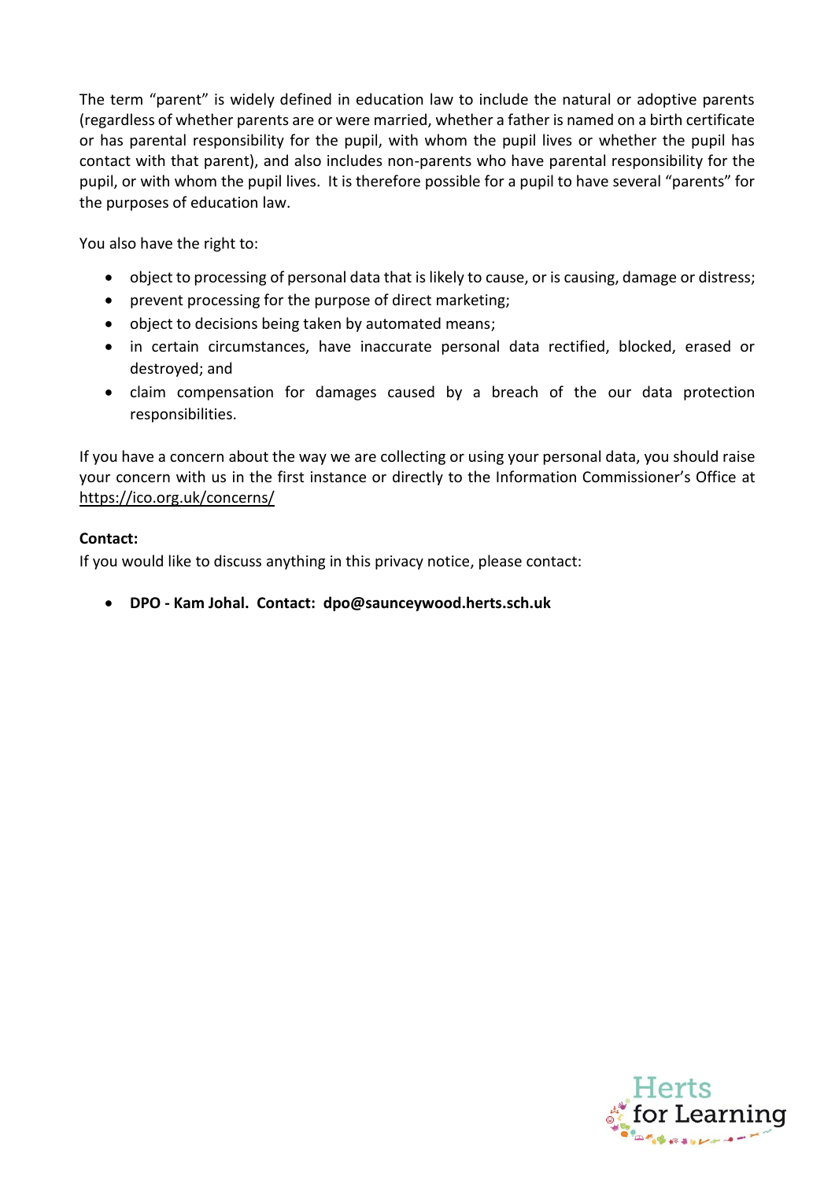The term "parent" is widely defined in education law to include the natural or adoptive parents (regardless of whether parents are or were married, whether a father is named on a birth certificate or has parental responsibility for the pupil, with whom the pupil lives or whether the pupil has contact with that parent), and also includes non-parents who have parental responsibility for the pupil, or with whom the pupil lives. It is therefore possible for a pupil to have several "parents" for the purposes of education law.

You also have the right to:

- object to processing of personal data that is likely to cause, or is causing, damage or distress;
- prevent processing for the purpose of direct marketing;
- object to decisions being taken by automated means;
- in certain circumstances, have inaccurate personal data rectified, blocked, erased or destroyed; and
- claim compensation for damages caused by a breach of the our data protection responsibilities.

If you have a concern about the way we are collecting or using your personal data, you should raise your concern with us in the first instance or directly to the Information Commissioner's Office at https://ico.org.uk/concerns/

**Contact:**

If you would like to discuss anything in this privacy notice, please contact:

- **DPO - Kam Johal. Contact: dpo@saunceywood.herts.sch.uk**